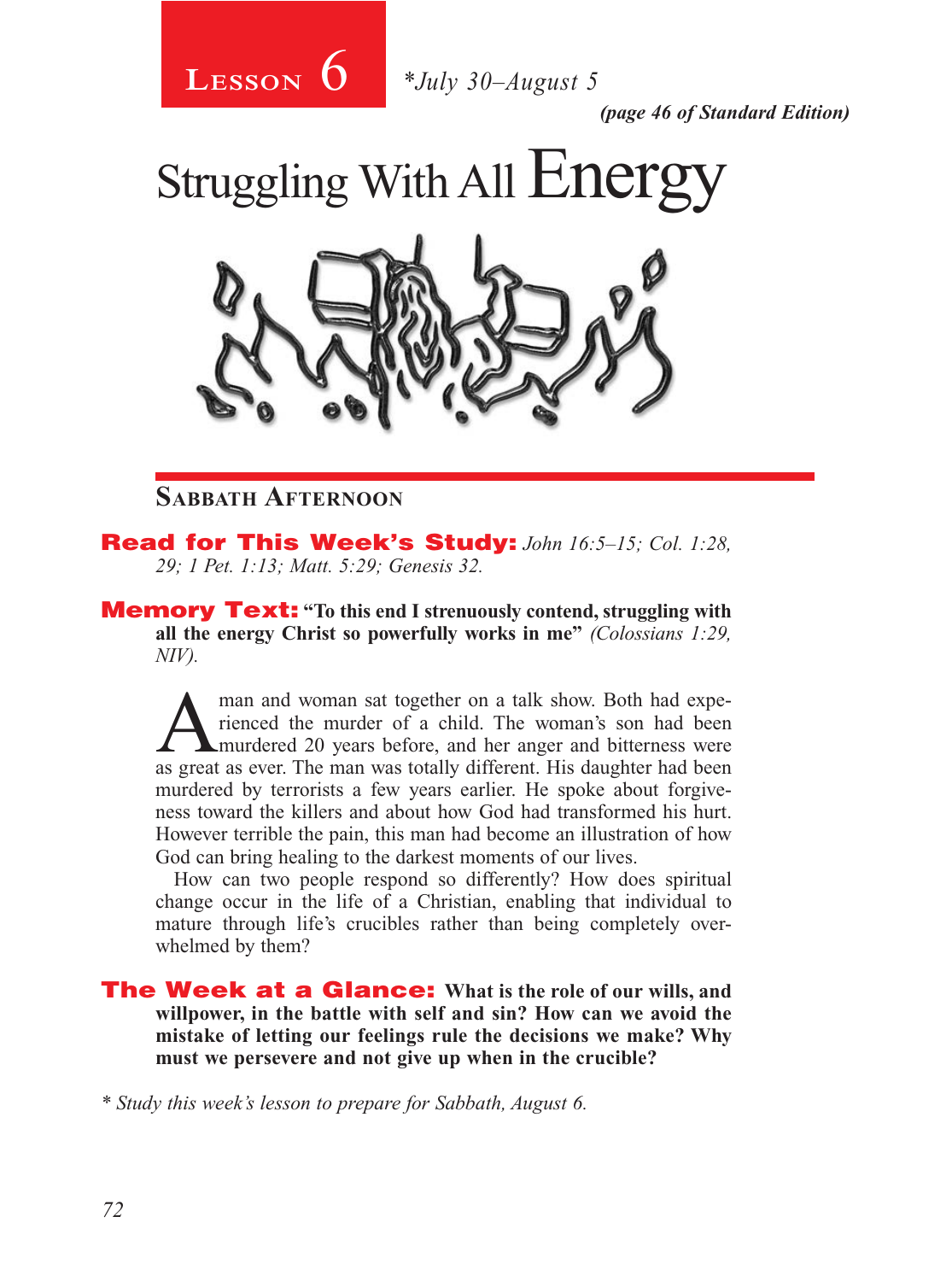# Lesson 6 *July 30–August 5

*(page 46 of Standard Edition)*

# Struggling With All Energy

## Sabbath Afternoon

**Read for This Week's Study:** *John 16:5–15; Col. 1:28, 29; 1 Pet. 1:13; Matt. 5:29; Genesis 32.*

**Memory Text: "To this end I strenuously contend, struggling with all the energy Christ so powerfully works in me"** *(Colossians 1:29, NIV).*

A man and woman sat together on a talk show. Both had experienced the murder of a child. The woman's son had been murdered 20 years before, and her anger and bitterness were as great as ever. The man was totally different. His daughter had been murdered by terrorists a few years earlier. He spoke about forgiveness toward the killers and about how God had transformed his hurt. However terrible the pain, this man had become an illustration of how God can bring healing to the darkest moments of our lives.

How can two people respond so differently? How does spiritual change occur in the life of a Christian, enabling that individual to mature through life's crucibles rather than being completely overwhelmed by them?

**The Week at a Glance: What is the role of our wills, and willpower, in the battle with self and sin? How can we avoid the mistake of letting our feelings rule the decisions we make? Why must we persevere and not give up when in the crucible?**

*\* Study this week's lesson to prepare for Sabbath, August 6.*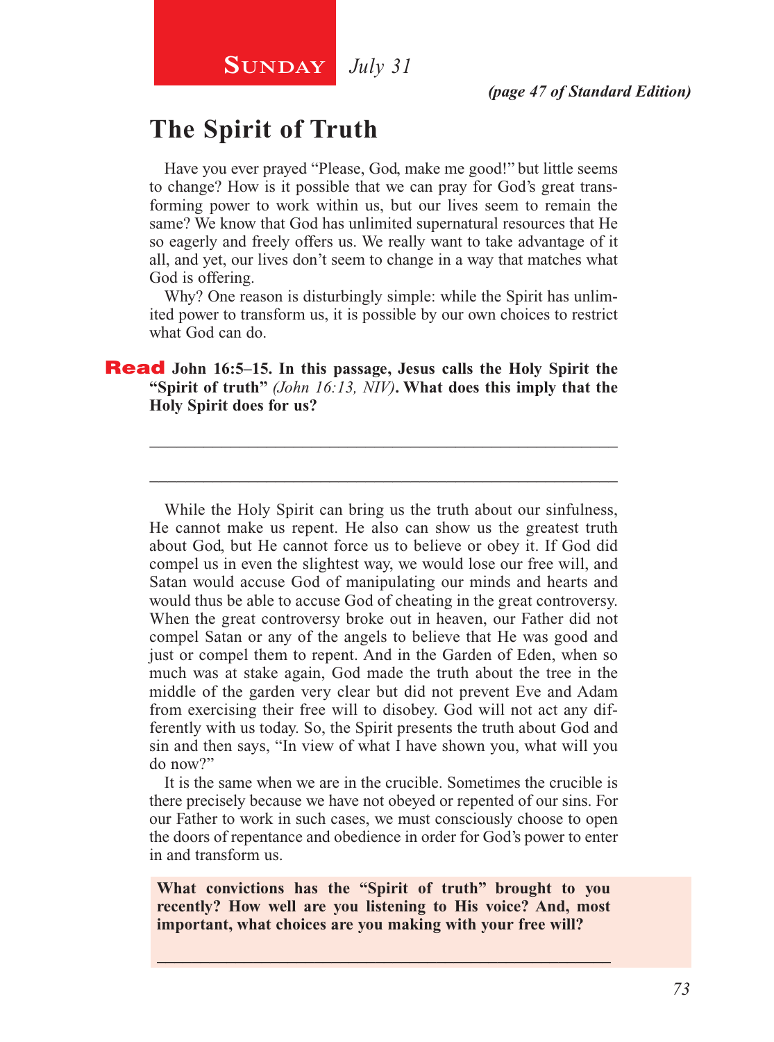**Sunday** *July 31*

***(page 47 of Standard Edition)***

## The Spirit of Truth

Have you ever prayed "Please, God, make me good!" but little seems to change? How is it possible that we can pray for God's great transforming power to work within us, but our lives seem to remain the same? We know that God has unlimited supernatural resources that He so eagerly and freely offers us. We really want to take advantage of it all, and yet, our lives don't seem to change in a way that matches what God is offering.

Why? One reason is disturbingly simple: while the Spirit has unlimited power to transform us, it is possible by our own choices to restrict what God can do.

**Read John 16:5–15. In this passage, Jesus calls the Holy Spirit the "Spirit of truth"** *(John 16:13, NIV)***. What does this imply that the Holy Spirit does for us?**

\_\_\_\_\_\_\_\_\_\_\_\_\_\_\_\_\_\_\_\_\_\_\_\_\_\_\_\_\_\_\_\_\_\_\_\_\_\_\_\_\_\_\_\_\_\_\_\_\_\_\_\_\_\_

\_\_\_\_\_\_\_\_\_\_\_\_\_\_\_\_\_\_\_\_\_\_\_\_\_\_\_\_\_\_\_\_\_\_\_\_\_\_\_\_\_\_\_\_\_\_\_\_\_\_\_\_\_\_

While the Holy Spirit can bring us the truth about our sinfulness, He cannot make us repent. He also can show us the greatest truth about God, but He cannot force us to believe or obey it. If God did compel us in even the slightest way, we would lose our free will, and Satan would accuse God of manipulating our minds and hearts and would thus be able to accuse God of cheating in the great controversy. When the great controversy broke out in heaven, our Father did not compel Satan or any of the angels to believe that He was good and just or compel them to repent. And in the Garden of Eden, when so much was at stake again, God made the truth about the tree in the middle of the garden very clear but did not prevent Eve and Adam from exercising their free will to disobey. God will not act any differently with us today. So, the Spirit presents the truth about God and sin and then says, "In view of what I have shown you, what will you do now?"

It is the same when we are in the crucible. Sometimes the crucible is there precisely because we have not obeyed or repented of our sins. For our Father to work in such cases, we must consciously choose to open the doors of repentance and obedience in order for God's power to enter in and transform us.

**What convictions has the "Spirit of truth" brought to you recently? How well are you listening to His voice? And, most important, what choices are you making with your free will?**

\_\_\_\_\_\_\_\_\_\_\_\_\_\_\_\_\_\_\_\_\_\_\_\_\_\_\_\_\_\_\_\_\_\_\_\_\_\_\_\_\_\_\_\_\_\_\_\_\_\_\_\_\_\_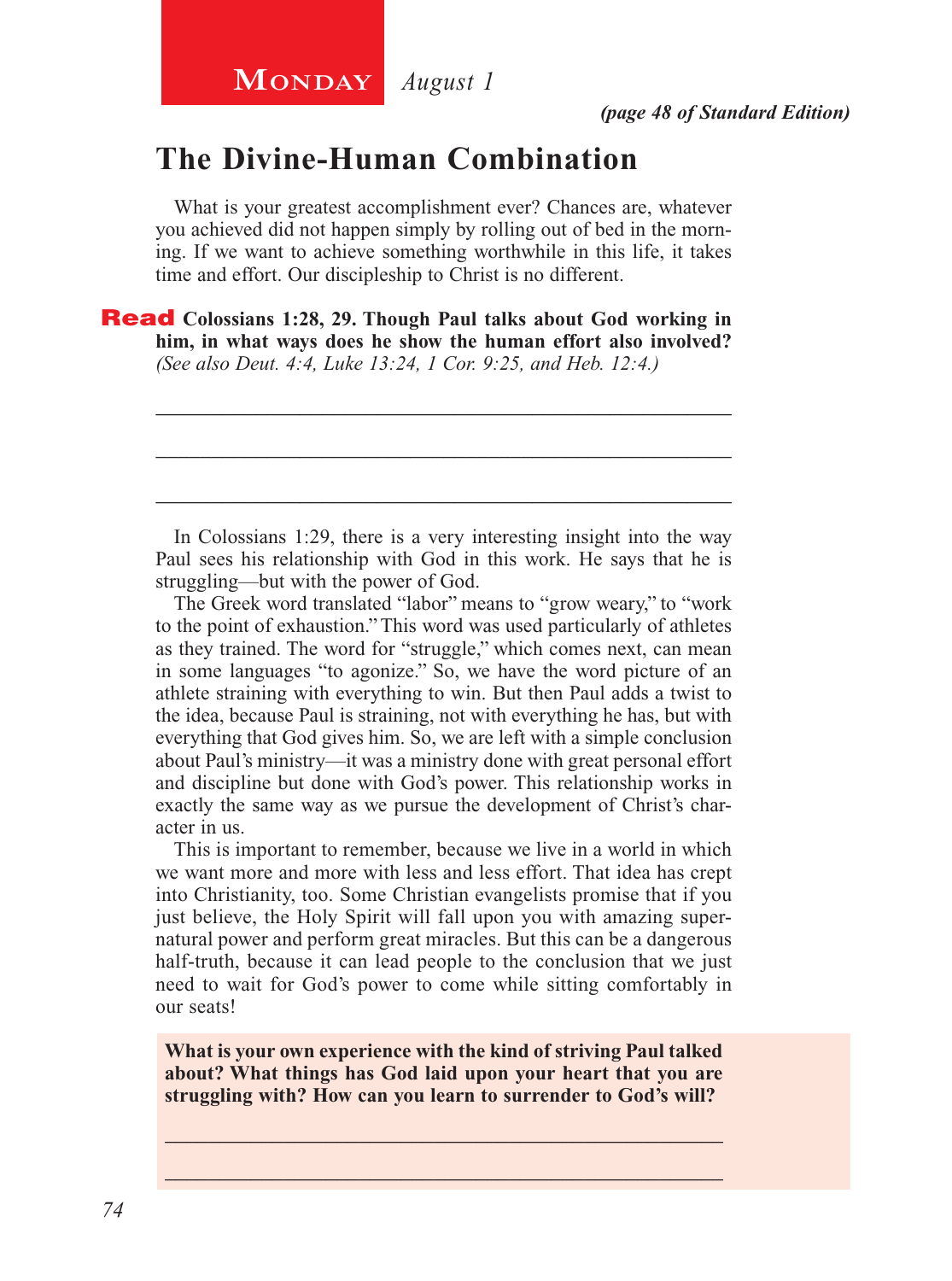**Monday** *August 1*

*(page 48 of Standard Edition)*

## The Divine-Human Combination

What is your greatest accomplishment ever? Chances are, whatever you achieved did not happen simply by rolling out of bed in the morning. If we want to achieve something worthwhile in this life, it takes time and effort. Our discipleship to Christ is no different.

**Read Colossians 1:28, 29. Though Paul talks about God working in him, in what ways does he show the human effort also involved?** *(See also Deut. 4:4, Luke 13:24, 1 Cor. 9:25, and Heb. 12:4.)*

\_\_\_\_\_\_\_\_\_\_\_\_\_\_\_\_\_\_\_\_\_\_\_\_\_\_\_\_\_\_\_\_\_\_\_\_\_\_\_\_\_\_\_\_\_\_\_\_\_\_\_\_

\_\_\_\_\_\_\_\_\_\_\_\_\_\_\_\_\_\_\_\_\_\_\_\_\_\_\_\_\_\_\_\_\_\_\_\_\_\_\_\_\_\_\_\_\_\_\_\_\_\_\_\_

\_\_\_\_\_\_\_\_\_\_\_\_\_\_\_\_\_\_\_\_\_\_\_\_\_\_\_\_\_\_\_\_\_\_\_\_\_\_\_\_\_\_\_\_\_\_\_\_\_\_\_\_

In Colossians 1:29, there is a very interesting insight into the way Paul sees his relationship with God in this work. He says that he is struggling—but with the power of God.

The Greek word translated "labor" means to "grow weary," to "work to the point of exhaustion." This word was used particularly of athletes as they trained. The word for "struggle," which comes next, can mean in some languages "to agonize." So, we have the word picture of an athlete straining with everything to win. But then Paul adds a twist to the idea, because Paul is straining, not with everything he has, but with everything that God gives him. So, we are left with a simple conclusion about Paul's ministry—it was a ministry done with great personal effort and discipline but done with God's power. This relationship works in exactly the same way as we pursue the development of Christ's character in us.

This is important to remember, because we live in a world in which we want more and more with less and less effort. That idea has crept into Christianity, too. Some Christian evangelists promise that if you just believe, the Holy Spirit will fall upon you with amazing supernatural power and perform great miracles. But this can be a dangerous half-truth, because it can lead people to the conclusion that we just need to wait for God's power to come while sitting comfortably in our seats!

**What is your own experience with the kind of striving Paul talked about? What things has God laid upon your heart that you are struggling with? How can you learn to surrender to God's will?**

\_\_\_\_\_\_\_\_\_\_\_\_\_\_\_\_\_\_\_\_\_\_\_\_\_\_\_\_\_\_\_\_\_\_\_\_\_\_\_\_\_\_\_\_\_\_\_\_\_\_\_\_

\_\_\_\_\_\_\_\_\_\_\_\_\_\_\_\_\_\_\_\_\_\_\_\_\_\_\_\_\_\_\_\_\_\_\_\_\_\_\_\_\_\_\_\_\_\_\_\_\_\_\_\_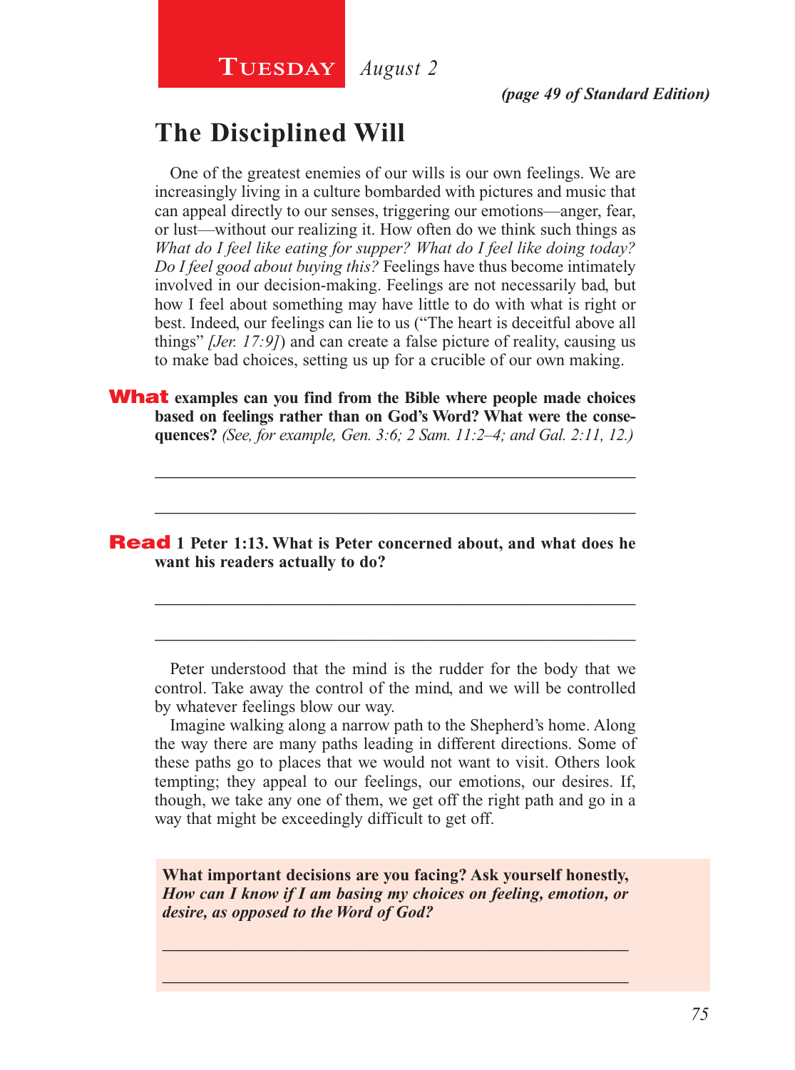**Tuesday** *August 2*

*(page 49 of Standard Edition)*

## The Disciplined Will

One of the greatest enemies of our wills is our own feelings. We are increasingly living in a culture bombarded with pictures and music that can appeal directly to our senses, triggering our emotions—anger, fear, or lust—without our realizing it. How often do we think such things as *What do I feel like eating for supper? What do I feel like doing today? Do I feel good about buying this?* Feelings have thus become intimately involved in our decision-making. Feelings are not necessarily bad, but how I feel about something may have little to do with what is right or best. Indeed, our feelings can lie to us ("The heart is deceitful above all things" *[Jer. 17:9]*) and can create a false picture of reality, causing us to make bad choices, setting us up for a crucible of our own making.

**What examples can you find from the Bible where people made choices based on feelings rather than on God's Word? What were the consequences?** *(See, for example, Gen. 3:6; 2 Sam. 11:2–4; and Gal. 2:11, 12.)*

_______________________________________________________________

_______________________________________________________________

**Read 1 Peter 1:13. What is Peter concerned about, and what does he want his readers actually to do?**

_______________________________________________________________

_______________________________________________________________

Peter understood that the mind is the rudder for the body that we control. Take away the control of the mind, and we will be controlled by whatever feelings blow our way.

Imagine walking along a narrow path to the Shepherd's home. Along the way there are many paths leading in different directions. Some of these paths go to places that we would not want to visit. Others look tempting; they appeal to our feelings, our emotions, our desires. If, though, we take any one of them, we get off the right path and go in a way that might be exceedingly difficult to get off.

**What important decisions are you facing? Ask yourself honestly,** ***How can I know if I am basing my choices on feeling, emotion, or desire, as opposed to the Word of God?***

_______________________________________________________________

_______________________________________________________________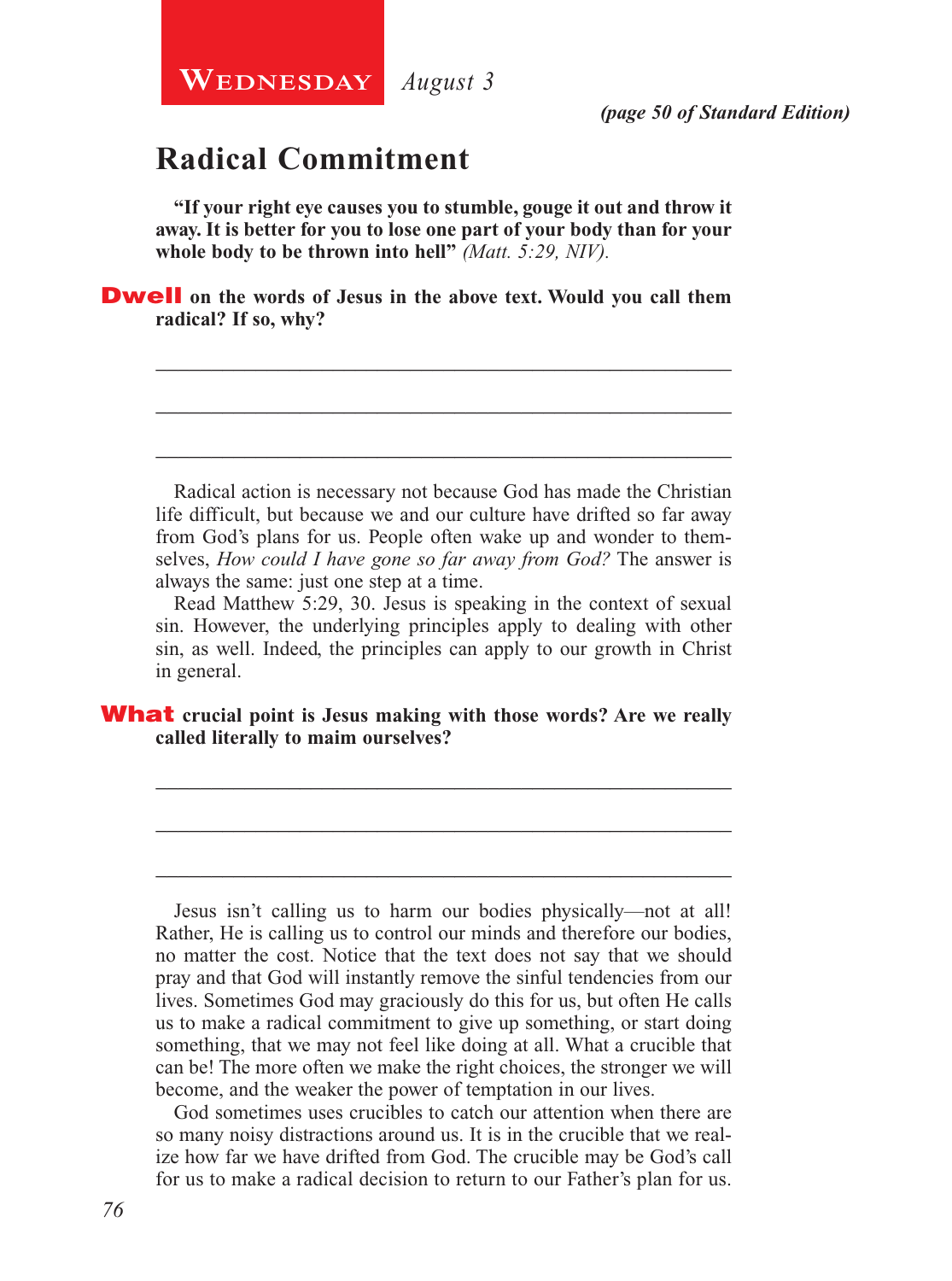**Wednesday** *August 3*

*(page 50 of Standard Edition)*

## Radical Commitment

**"If your right eye causes you to stumble, gouge it out and throw it away. It is better for you to lose one part of your body than for your whole body to be thrown into hell"** *(Matt. 5:29, NIV).*

**Dwell on the words of Jesus in the above text. Would you call them radical? If so, why?**

_____________________________________________________________

_____________________________________________________________

_____________________________________________________________

Radical action is necessary not because God has made the Christian life difficult, but because we and our culture have drifted so far away from God's plans for us. People often wake up and wonder to themselves, *How could I have gone so far away from God?* The answer is always the same: just one step at a time.

Read Matthew 5:29, 30. Jesus is speaking in the context of sexual sin. However, the underlying principles apply to dealing with other sin, as well. Indeed, the principles can apply to our growth in Christ in general.

**What crucial point is Jesus making with those words? Are we really called literally to maim ourselves?**

_____________________________________________________________

_____________________________________________________________

_____________________________________________________________

Jesus isn't calling us to harm our bodies physically—not at all! Rather, He is calling us to control our minds and therefore our bodies, no matter the cost. Notice that the text does not say that we should pray and that God will instantly remove the sinful tendencies from our lives. Sometimes God may graciously do this for us, but often He calls us to make a radical commitment to give up something, or start doing something, that we may not feel like doing at all. What a crucible that can be! The more often we make the right choices, the stronger we will become, and the weaker the power of temptation in our lives.

God sometimes uses crucibles to catch our attention when there are so many noisy distractions around us. It is in the crucible that we realize how far we have drifted from God. The crucible may be God's call for us to make a radical decision to return to our Father's plan for us.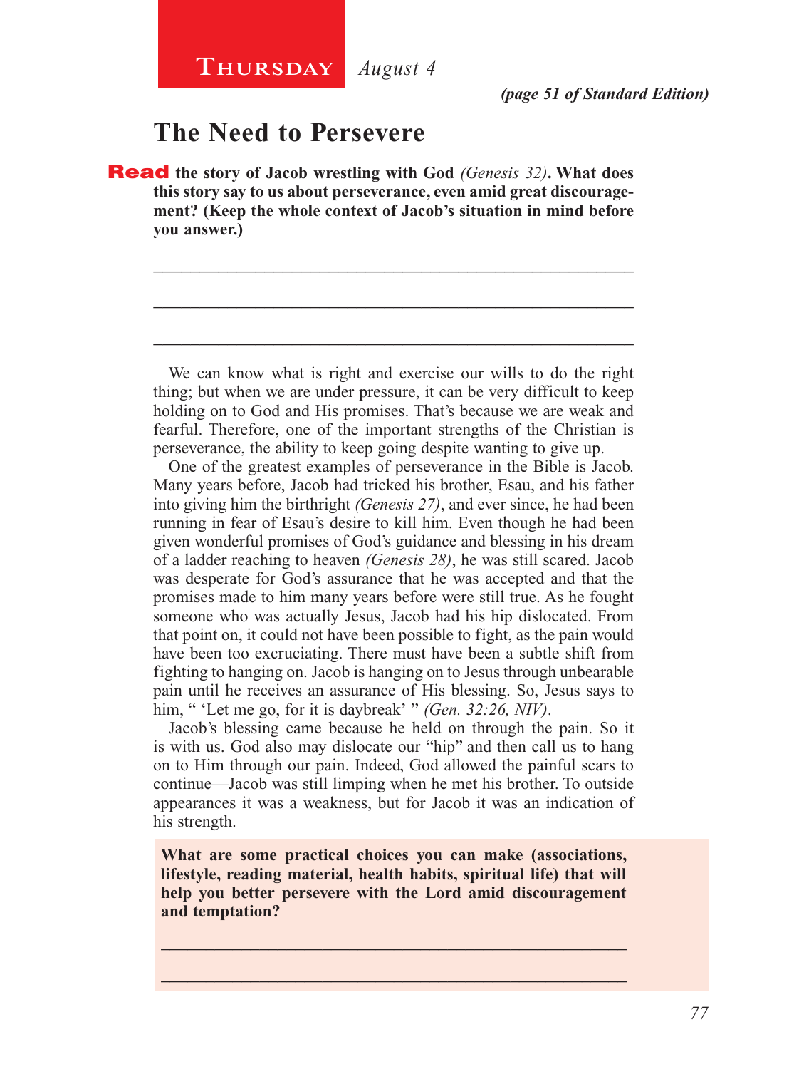**Thursday** *August 4*

*(page 51 of Standard Edition)*

## The Need to Persevere

**Read the story of Jacob wrestling with God** ***(Genesis 32)*****. What does this story say to us about perseverance, even amid great discouragement? (Keep the whole context of Jacob's situation in mind before you answer.)**

_______________________________________________________________

_______________________________________________________________

_______________________________________________________________

We can know what is right and exercise our wills to do the right thing; but when we are under pressure, it can be very difficult to keep holding on to God and His promises. That's because we are weak and fearful. Therefore, one of the important strengths of the Christian is perseverance, the ability to keep going despite wanting to give up.

One of the greatest examples of perseverance in the Bible is Jacob. Many years before, Jacob had tricked his brother, Esau, and his father into giving him the birthright *(Genesis 27)*, and ever since, he had been running in fear of Esau's desire to kill him. Even though he had been given wonderful promises of God's guidance and blessing in his dream of a ladder reaching to heaven *(Genesis 28)*, he was still scared. Jacob was desperate for God's assurance that he was accepted and that the promises made to him many years before were still true. As he fought someone who was actually Jesus, Jacob had his hip dislocated. From that point on, it could not have been possible to fight, as the pain would have been too excruciating. There must have been a subtle shift from fighting to hanging on. Jacob is hanging on to Jesus through unbearable pain until he receives an assurance of His blessing. So, Jesus says to him, " 'Let me go, for it is daybreak' " *(Gen. 32:26, NIV)*.

Jacob's blessing came because he held on through the pain. So it is with us. God also may dislocate our "hip" and then call us to hang on to Him through our pain. Indeed, God allowed the painful scars to continue—Jacob was still limping when he met his brother. To outside appearances it was a weakness, but for Jacob it was an indication of his strength.

**What are some practical choices you can make (associations, lifestyle, reading material, health habits, spiritual life) that will help you better persevere with the Lord amid discouragement and temptation?**

_______________________________________________________________

_______________________________________________________________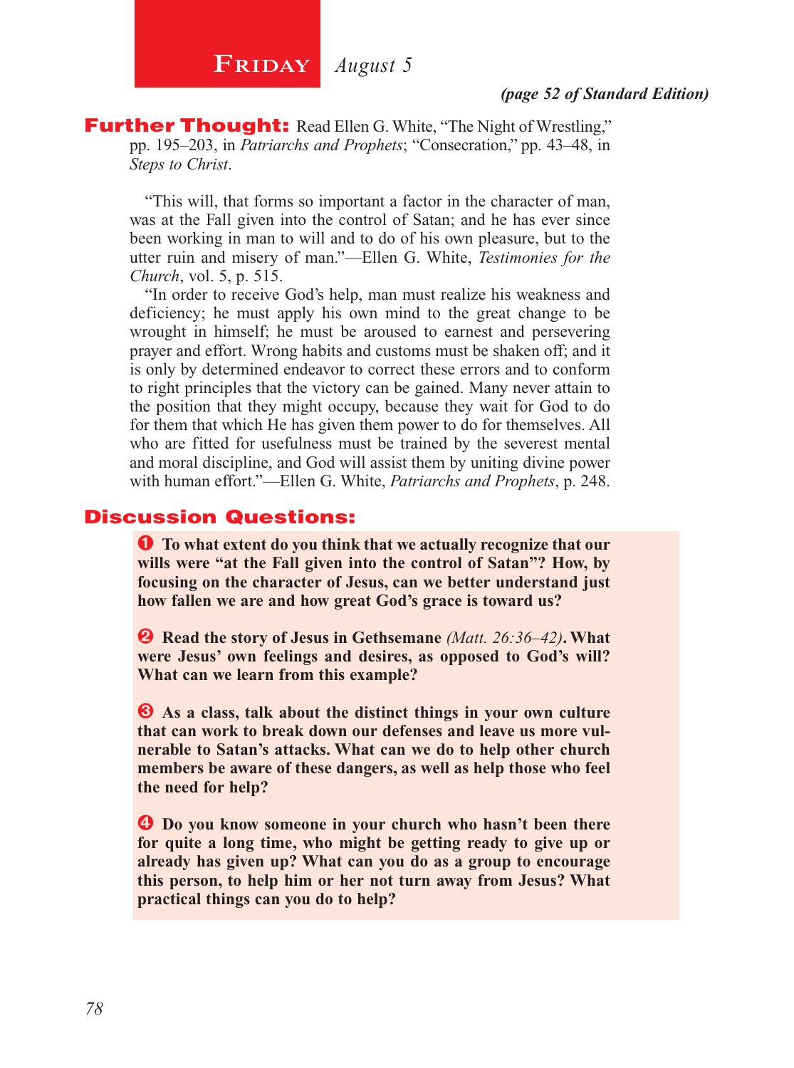# Friday *August 5*

***(page 52 of Standard Edition)***

**Further Thought:** Read Ellen G. White, "The Night of Wrestling," pp. 195–203, in *Patriarchs and Prophets*; "Consecration," pp. 43–48, in *Steps to Christ*.

"This will, that forms so important a factor in the character of man, was at the Fall given into the control of Satan; and he has ever since been working in man to will and to do of his own pleasure, but to the utter ruin and misery of man."—Ellen G. White, *Testimonies for the Church*, vol. 5, p. 515.

"In order to receive God's help, man must realize his weakness and deficiency; he must apply his own mind to the great change to be wrought in himself; he must be aroused to earnest and persevering prayer and effort. Wrong habits and customs must be shaken off; and it is only by determined endeavor to correct these errors and to conform to right principles that the victory can be gained. Many never attain to the position that they might occupy, because they wait for God to do for them that which He has given them power to do for themselves. All who are fitted for usefulness must be trained by the severest mental and moral discipline, and God will assist them by uniting divine power with human effort."—Ellen G. White, *Patriarchs and Prophets*, p. 248.

## Discussion Questions:

❶ **To what extent do you think that we actually recognize that our wills were "at the Fall given into the control of Satan"? How, by focusing on the character of Jesus, can we better understand just how fallen we are and how great God's grace is toward us?**

❷ **Read the story of Jesus in Gethsemane** *(Matt. 26:36–42)*. **What were Jesus' own feelings and desires, as opposed to God's will? What can we learn from this example?**

❸ **As a class, talk about the distinct things in your own culture that can work to break down our defenses and leave us more vulnerable to Satan's attacks. What can we do to help other church members be aware of these dangers, as well as help those who feel the need for help?**

❹ **Do you know someone in your church who hasn't been there for quite a long time, who might be getting ready to give up or already has given up? What can you do as a group to encourage this person, to help him or her not turn away from Jesus? What practical things can you do to help?**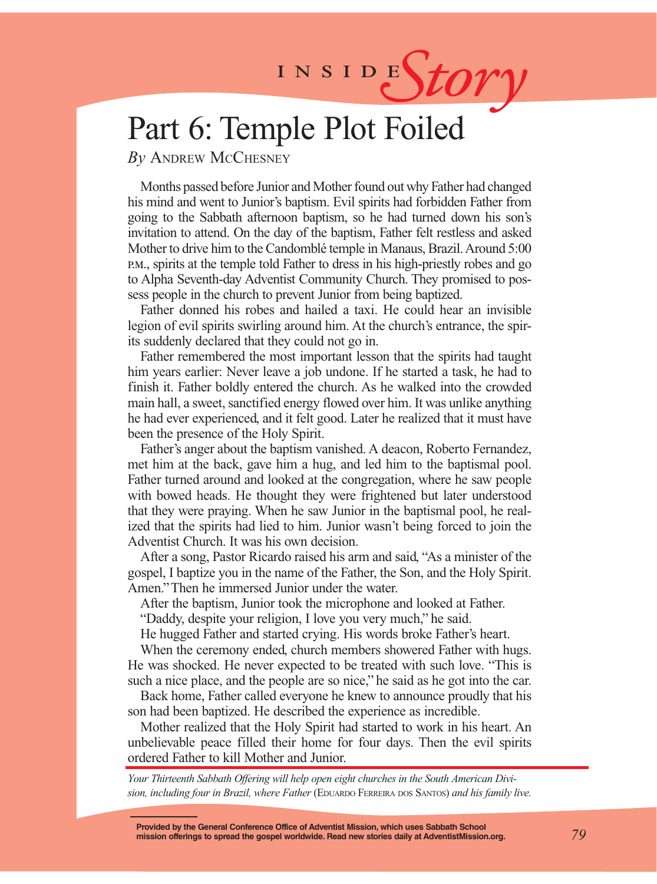# INSIDE *Story*

# Part 6: Temple Plot Foiled

*By* Andrew McChesney

Months passed before Junior and Mother found out why Father had changed his mind and went to Junior's baptism. Evil spirits had forbidden Father from going to the Sabbath afternoon baptism, so he had turned down his son's invitation to attend. On the day of the baptism, Father felt restless and asked Mother to drive him to the Candomblé temple in Manaus, Brazil. Around 5:00 P.M., spirits at the temple told Father to dress in his high-priestly robes and go to Alpha Seventh-day Adventist Community Church. They promised to possess people in the church to prevent Junior from being baptized.

Father donned his robes and hailed a taxi. He could hear an invisible legion of evil spirits swirling around him. At the church's entrance, the spirits suddenly declared that they could not go in.

Father remembered the most important lesson that the spirits had taught him years earlier: Never leave a job undone. If he started a task, he had to finish it. Father boldly entered the church. As he walked into the crowded main hall, a sweet, sanctified energy flowed over him. It was unlike anything he had ever experienced, and it felt good. Later he realized that it must have been the presence of the Holy Spirit.

Father's anger about the baptism vanished. A deacon, Roberto Fernandez, met him at the back, gave him a hug, and led him to the baptismal pool. Father turned around and looked at the congregation, where he saw people with bowed heads. He thought they were frightened but later understood that they were praying. When he saw Junior in the baptismal pool, he realized that the spirits had lied to him. Junior wasn't being forced to join the Adventist Church. It was his own decision.

After a song, Pastor Ricardo raised his arm and said, "As a minister of the gospel, I baptize you in the name of the Father, the Son, and the Holy Spirit. Amen." Then he immersed Junior under the water.

After the baptism, Junior took the microphone and looked at Father.

"Daddy, despite your religion, I love you very much," he said.

He hugged Father and started crying. His words broke Father's heart.

When the ceremony ended, church members showered Father with hugs. He was shocked. He never expected to be treated with such love. "This is such a nice place, and the people are so nice," he said as he got into the car.

Back home, Father called everyone he knew to announce proudly that his son had been baptized. He described the experience as incredible.

Mother realized that the Holy Spirit had started to work in his heart. An unbelievable peace filled their home for four days. Then the evil spirits ordered Father to kill Mother and Junior.

---

*Your Thirteenth Sabbath Offering will help open eight churches in the South American Division, including four in Brazil, where Father* (Eduardo Ferreira dos Santos) *and his family live.*

**Provided by the General Conference Office of Adventist Mission, which uses Sabbath School mission offerings to spread the gospel worldwide. Read new stories daily at AdventistMission.org.**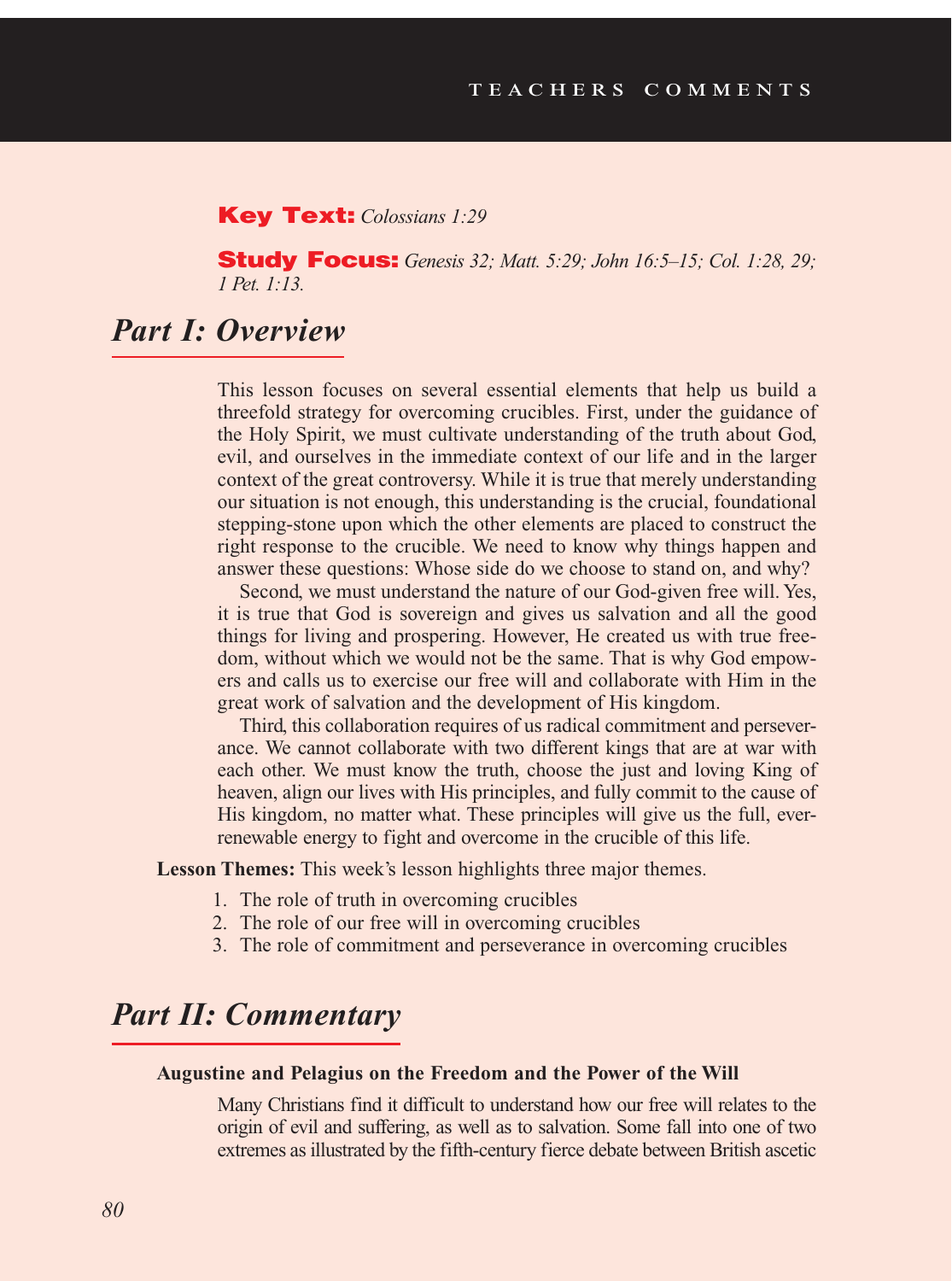# TEACHERS COMMENTS

**Key Text:** *Colossians 1:29*

**Study Focus:** *Genesis 32; Matt. 5:29; John 16:5–15; Col. 1:28, 29; 1 Pet. 1:13.*

## Part I: Overview

This lesson focuses on several essential elements that help us build a threefold strategy for overcoming crucibles. First, under the guidance of the Holy Spirit, we must cultivate understanding of the truth about God, evil, and ourselves in the immediate context of our life and in the larger context of the great controversy. While it is true that merely understanding our situation is not enough, this understanding is the crucial, foundational stepping-stone upon which the other elements are placed to construct the right response to the crucible. We need to know why things happen and answer these questions: Whose side do we choose to stand on, and why?

Second, we must understand the nature of our God-given free will. Yes, it is true that God is sovereign and gives us salvation and all the good things for living and prospering. However, He created us with true freedom, without which we would not be the same. That is why God empowers and calls us to exercise our free will and collaborate with Him in the great work of salvation and the development of His kingdom.

Third, this collaboration requires of us radical commitment and perseverance. We cannot collaborate with two different kings that are at war with each other. We must know the truth, choose the just and loving King of heaven, align our lives with His principles, and fully commit to the cause of His kingdom, no matter what. These principles will give us the full, ever-renewable energy to fight and overcome in the crucible of this life.

**Lesson Themes:** This week's lesson highlights three major themes.

1. The role of truth in overcoming crucibles
2. The role of our free will in overcoming crucibles
3. The role of commitment and perseverance in overcoming crucibles

## Part II: Commentary

### Augustine and Pelagius on the Freedom and the Power of the Will

Many Christians find it difficult to understand how our free will relates to the origin of evil and suffering, as well as to salvation. Some fall into one of two extremes as illustrated by the fifth-century fierce debate between British ascetic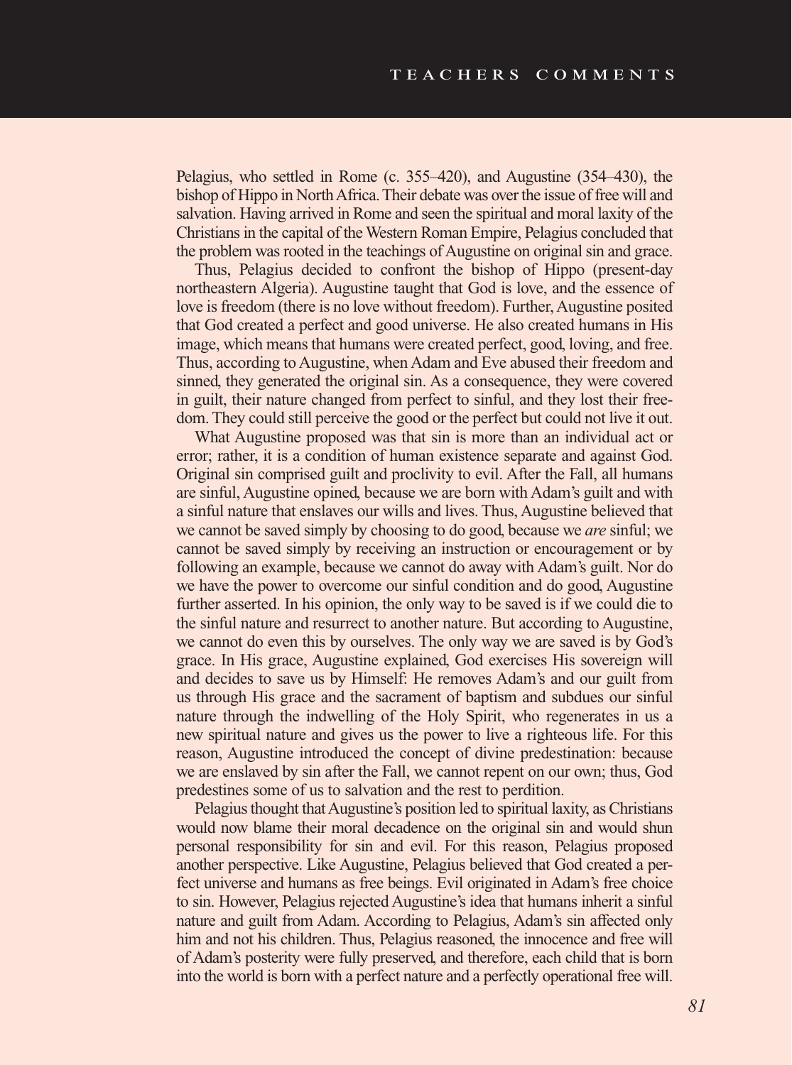Pelagius, who settled in Rome (c. 355–420), and Augustine (354–430), the bishop of Hippo in North Africa. Their debate was over the issue of free will and salvation. Having arrived in Rome and seen the spiritual and moral laxity of the Christians in the capital of the Western Roman Empire, Pelagius concluded that the problem was rooted in the teachings of Augustine on original sin and grace.

Thus, Pelagius decided to confront the bishop of Hippo (present-day northeastern Algeria). Augustine taught that God is love, and the essence of love is freedom (there is no love without freedom). Further, Augustine posited that God created a perfect and good universe. He also created humans in His image, which means that humans were created perfect, good, loving, and free. Thus, according to Augustine, when Adam and Eve abused their freedom and sinned, they generated the original sin. As a consequence, they were covered in guilt, their nature changed from perfect to sinful, and they lost their freedom. They could still perceive the good or the perfect but could not live it out.

What Augustine proposed was that sin is more than an individual act or error; rather, it is a condition of human existence separate and against God. Original sin comprised guilt and proclivity to evil. After the Fall, all humans are sinful, Augustine opined, because we are born with Adam's guilt and with a sinful nature that enslaves our wills and lives. Thus, Augustine believed that we cannot be saved simply by choosing to do good, because we *are* sinful; we cannot be saved simply by receiving an instruction or encouragement or by following an example, because we cannot do away with Adam's guilt. Nor do we have the power to overcome our sinful condition and do good, Augustine further asserted. In his opinion, the only way to be saved is if we could die to the sinful nature and resurrect to another nature. But according to Augustine, we cannot do even this by ourselves. The only way we are saved is by God's grace. In His grace, Augustine explained, God exercises His sovereign will and decides to save us by Himself: He removes Adam's and our guilt from us through His grace and the sacrament of baptism and subdues our sinful nature through the indwelling of the Holy Spirit, who regenerates in us a new spiritual nature and gives us the power to live a righteous life. For this reason, Augustine introduced the concept of divine predestination: because we are enslaved by sin after the Fall, we cannot repent on our own; thus, God predestines some of us to salvation and the rest to perdition.

Pelagius thought that Augustine's position led to spiritual laxity, as Christians would now blame their moral decadence on the original sin and would shun personal responsibility for sin and evil. For this reason, Pelagius proposed another perspective. Like Augustine, Pelagius believed that God created a perfect universe and humans as free beings. Evil originated in Adam's free choice to sin. However, Pelagius rejected Augustine's idea that humans inherit a sinful nature and guilt from Adam. According to Pelagius, Adam's sin affected only him and not his children. Thus, Pelagius reasoned, the innocence and free will of Adam's posterity were fully preserved, and therefore, each child that is born into the world is born with a perfect nature and a perfectly operational free will.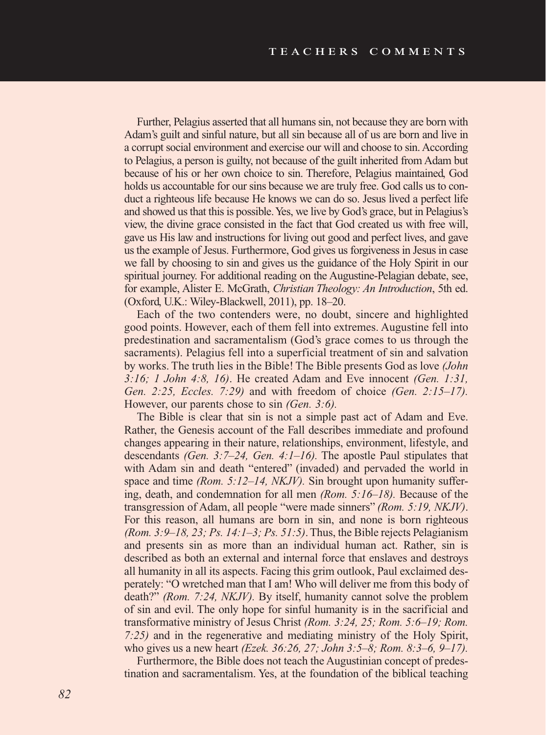Further, Pelagius asserted that all humans sin, not because they are born with Adam's guilt and sinful nature, but all sin because all of us are born and live in a corrupt social environment and exercise our will and choose to sin. According to Pelagius, a person is guilty, not because of the guilt inherited from Adam but because of his or her own choice to sin. Therefore, Pelagius maintained, God holds us accountable for our sins because we are truly free. God calls us to conduct a righteous life because He knows we can do so. Jesus lived a perfect life and showed us that this is possible. Yes, we live by God's grace, but in Pelagius's view, the divine grace consisted in the fact that God created us with free will, gave us His law and instructions for living out good and perfect lives, and gave us the example of Jesus. Furthermore, God gives us forgiveness in Jesus in case we fall by choosing to sin and gives us the guidance of the Holy Spirit in our spiritual journey. For additional reading on the Augustine-Pelagian debate, see, for example, Alister E. McGrath, *Christian Theology: An Introduction*, 5th ed. (Oxford, U.K.: Wiley-Blackwell, 2011), pp. 18–20.

Each of the two contenders were, no doubt, sincere and highlighted good points. However, each of them fell into extremes. Augustine fell into predestination and sacramentalism (God's grace comes to us through the sacraments). Pelagius fell into a superficial treatment of sin and salvation by works. The truth lies in the Bible! The Bible presents God as love *(John 3:16; 1 John 4:8, 16)*. He created Adam and Eve innocent *(Gen. 1:31, Gen. 2:25, Eccles. 7:29)* and with freedom of choice *(Gen. 2:15–17).* However, our parents chose to sin *(Gen. 3:6).*

The Bible is clear that sin is not a simple past act of Adam and Eve. Rather, the Genesis account of the Fall describes immediate and profound changes appearing in their nature, relationships, environment, lifestyle, and descendants *(Gen. 3:7–24, Gen. 4:1–16).* The apostle Paul stipulates that with Adam sin and death "entered" (invaded) and pervaded the world in space and time *(Rom. 5:12–14, NKJV).* Sin brought upon humanity suffering, death, and condemnation for all men *(Rom. 5:16–18).* Because of the transgression of Adam, all people "were made sinners" *(Rom. 5:19, NKJV)*. For this reason, all humans are born in sin, and none is born righteous *(Rom. 3:9–18, 23; Ps. 14:1–3; Ps. 51:5)*. Thus, the Bible rejects Pelagianism and presents sin as more than an individual human act. Rather, sin is described as both an external and internal force that enslaves and destroys all humanity in all its aspects. Facing this grim outlook, Paul exclaimed desperately: "O wretched man that I am! Who will deliver me from this body of death?" *(Rom. 7:24, NKJV).* By itself, humanity cannot solve the problem of sin and evil. The only hope for sinful humanity is in the sacrificial and transformative ministry of Jesus Christ *(Rom. 3:24, 25; Rom. 5:6–19; Rom. 7:25)* and in the regenerative and mediating ministry of the Holy Spirit, who gives us a new heart *(Ezek. 36:26, 27; John 3:5–8; Rom. 8:3–6, 9–17).*

Furthermore, the Bible does not teach the Augustinian concept of predestination and sacramentalism. Yes, at the foundation of the biblical teaching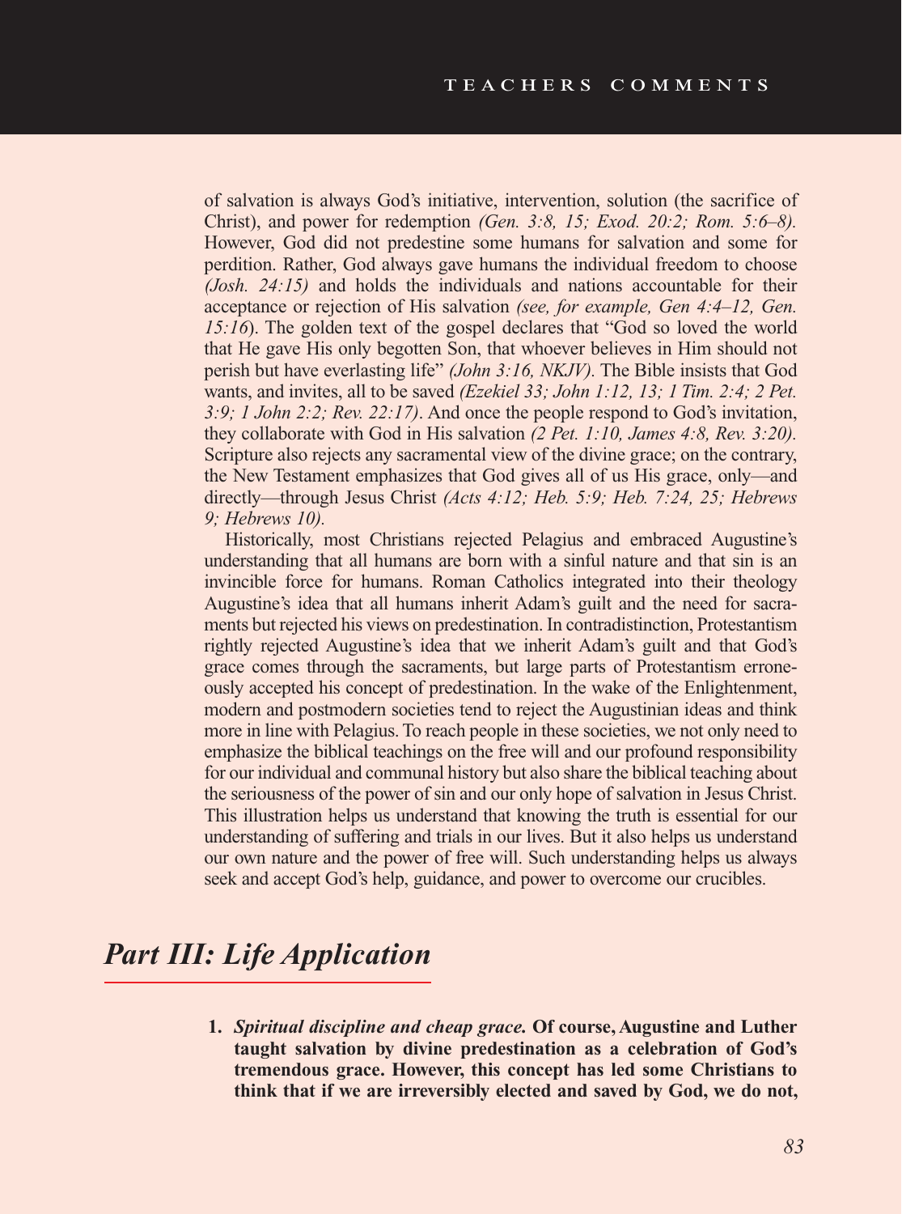of salvation is always God's initiative, intervention, solution (the sacrifice of Christ), and power for redemption *(Gen. 3:8, 15; Exod. 20:2; Rom. 5:6–8).* However, God did not predestine some humans for salvation and some for perdition. Rather, God always gave humans the individual freedom to choose *(Josh. 24:15)* and holds the individuals and nations accountable for their acceptance or rejection of His salvation *(see, for example, Gen 4:4–12, Gen. 15:16*). The golden text of the gospel declares that "God so loved the world that He gave His only begotten Son, that whoever believes in Him should not perish but have everlasting life" *(John 3:16, NKJV).* The Bible insists that God wants, and invites, all to be saved *(Ezekiel 33; John 1:12, 13; 1 Tim. 2:4; 2 Pet. 3:9; 1 John 2:2; Rev. 22:17)*. And once the people respond to God's invitation, they collaborate with God in His salvation *(2 Pet. 1:10, James 4:8, Rev. 3:20).* Scripture also rejects any sacramental view of the divine grace; on the contrary, the New Testament emphasizes that God gives all of us His grace, only—and directly—through Jesus Christ *(Acts 4:12; Heb. 5:9; Heb. 7:24, 25; Hebrews 9; Hebrews 10).*

Historically, most Christians rejected Pelagius and embraced Augustine's understanding that all humans are born with a sinful nature and that sin is an invincible force for humans. Roman Catholics integrated into their theology Augustine's idea that all humans inherit Adam's guilt and the need for sacraments but rejected his views on predestination. In contradistinction, Protestantism rightly rejected Augustine's idea that we inherit Adam's guilt and that God's grace comes through the sacraments, but large parts of Protestantism erroneously accepted his concept of predestination. In the wake of the Enlightenment, modern and postmodern societies tend to reject the Augustinian ideas and think more in line with Pelagius. To reach people in these societies, we not only need to emphasize the biblical teachings on the free will and our profound responsibility for our individual and communal history but also share the biblical teaching about the seriousness of the power of sin and our only hope of salvation in Jesus Christ. This illustration helps us understand that knowing the truth is essential for our understanding of suffering and trials in our lives. But it also helps us understand our own nature and the power of free will. Such understanding helps us always seek and accept God's help, guidance, and power to overcome our crucibles.

## *Part III: Life Application*

1. ***Spiritual discipline and cheap grace.* Of course, Augustine and Luther taught salvation by divine predestination as a celebration of God's tremendous grace. However, this concept has led some Christians to think that if we are irreversibly elected and saved by God, we do not,**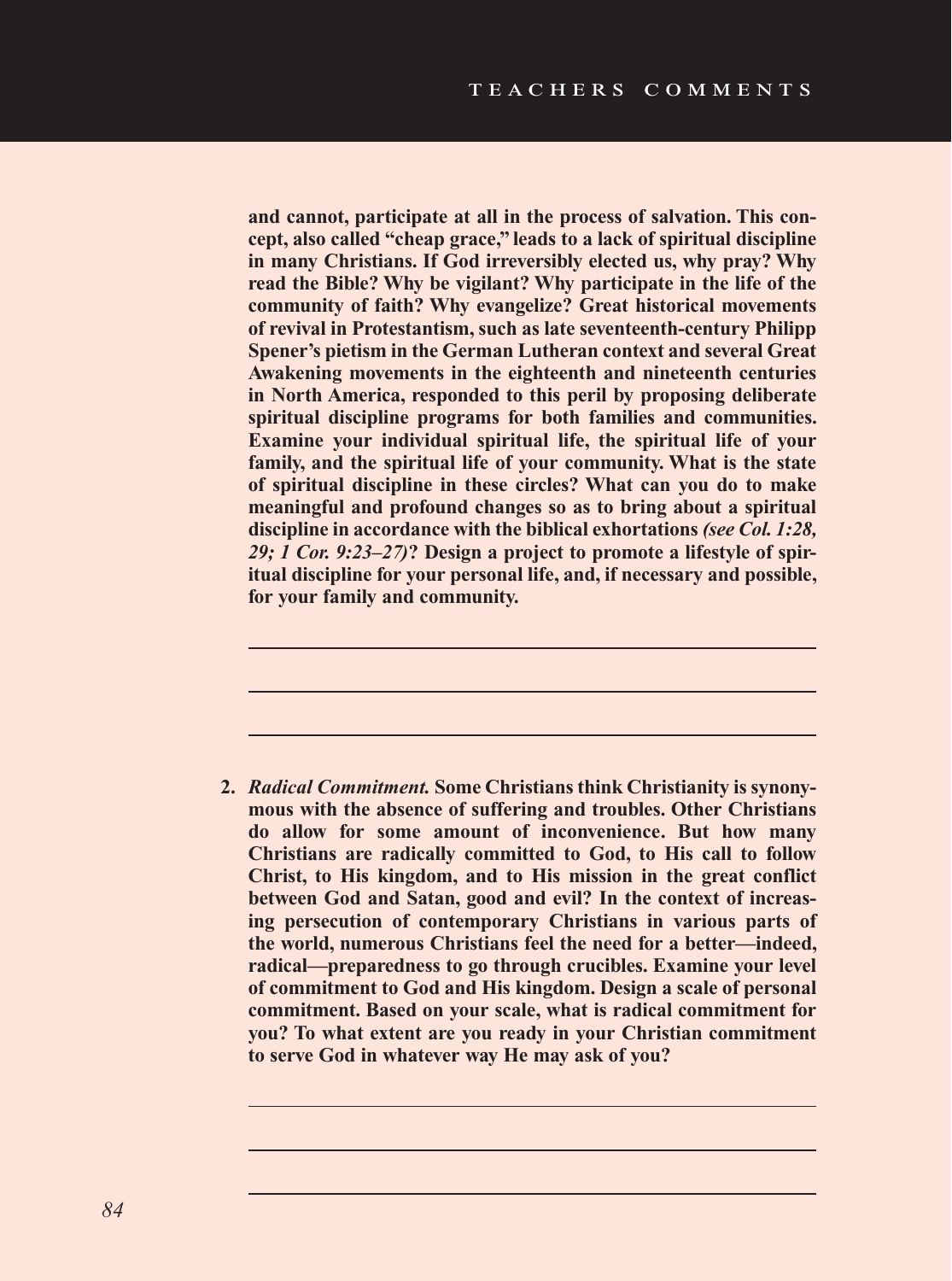**and cannot, participate at all in the process of salvation. This concept, also called "cheap grace," leads to a lack of spiritual discipline in many Christians. If God irreversibly elected us, why pray? Why read the Bible? Why be vigilant? Why participate in the life of the community of faith? Why evangelize? Great historical movements of revival in Protestantism, such as late seventeenth-century Philipp Spener's pietism in the German Lutheran context and several Great Awakening movements in the eighteenth and nineteenth centuries in North America, responded to this peril by proposing deliberate spiritual discipline programs for both families and communities. Examine your individual spiritual life, the spiritual life of your family, and the spiritual life of your community. What is the state of spiritual discipline in these circles? What can you do to make meaningful and profound changes so as to bring about a spiritual discipline in accordance with the biblical exhortations *(see Col. 1:28, 29; 1 Cor. 9:23–27)*? Design a project to promote a lifestyle of spiritual discipline for your personal life, and, if necessary and possible, for your family and community.**

2. ***Radical Commitment.* Some Christians think Christianity is synonymous with the absence of suffering and troubles. Other Christians do allow for some amount of inconvenience. But how many Christians are radically committed to God, to His call to follow Christ, to His kingdom, and to His mission in the great conflict between God and Satan, good and evil? In the context of increasing persecution of contemporary Christians in various parts of the world, numerous Christians feel the need for a better—indeed, radical—preparedness to go through crucibles. Examine your level of commitment to God and His kingdom. Design a scale of personal commitment. Based on your scale, what is radical commitment for you? To what extent are you ready in your Christian commitment to serve God in whatever way He may ask of you?**